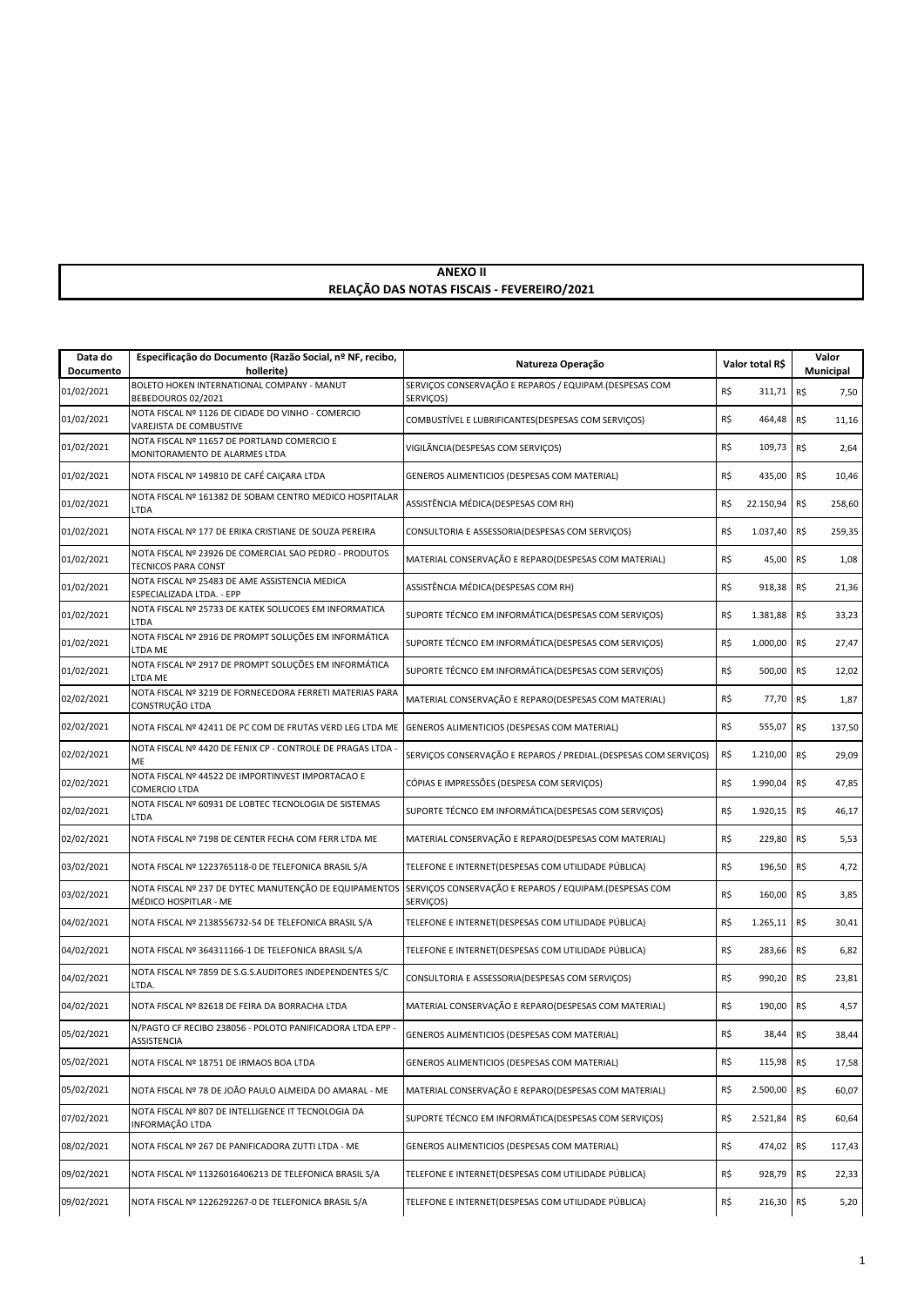## ANEXO II
## RELAÇÃO DAS NOTAS FISCAIS - FEVEREIRO/2021

| Data do Documento | Especificação do Documento (Razão Social, nº NF, recibo, hollerite) | Natureza Operação | Valor total R$ | Valor Municipal |
|---|---|---|---|---|
| 01/02/2021 | BOLETO HOKEN INTERNATIONAL COMPANY - MANUT BEBEDOUROS 02/2021 | SERVIÇOS CONSERVAÇÃO E REPAROS / EQUIPAM.(DESPESAS COM SERVIÇOS) | R$ 311,71 | R$ 7,50 |
| 01/02/2021 | NOTA FISCAL Nº 1126 DE CIDADE DO VINHO - COMERCIO VAREJISTA DE COMBUSTIVE | COMBUSTÍVEL E LUBRIFICANTES(DESPESAS COM SERVIÇOS) | R$ 464,48 | R$ 11,16 |
| 01/02/2021 | NOTA FISCAL Nº 11657 DE PORTLAND COMERCIO E MONITORAMENTO DE ALARMES LTDA | VIGILÃNCIA(DESPESAS COM SERVIÇOS) | R$ 109,73 | R$ 2,64 |
| 01/02/2021 | NOTA FISCAL Nº 149810 DE CAFÉ CAIÇARA LTDA | GENEROS ALIMENTICIOS (DESPESAS COM MATERIAL) | R$ 435,00 | R$ 10,46 |
| 01/02/2021 | NOTA FISCAL Nº 161382 DE SOBAM CENTRO MEDICO HOSPITALAR LTDA | ASSISTÊNCIA MÉDICA(DESPESAS COM RH) | R$ 22.150,94 | R$ 258,60 |
| 01/02/2021 | NOTA FISCAL Nº 177 DE ERIKA CRISTIANE DE SOUZA PEREIRA | CONSULTORIA E ASSESSORIA(DESPESAS COM SERVIÇOS) | R$ 1.037,40 | R$ 259,35 |
| 01/02/2021 | NOTA FISCAL Nº 23926 DE COMERCIAL SAO PEDRO - PRODUTOS TECNICOS PARA CONST | MATERIAL CONSERVAÇÃO E REPARO(DESPESAS COM MATERIAL) | R$ 45,00 | R$ 1,08 |
| 01/02/2021 | NOTA FISCAL Nº 25483 DE AME ASSISTENCIA MEDICA ESPECIALIZADA LTDA. - EPP | ASSISTÊNCIA MÉDICA(DESPESAS COM RH) | R$ 918,38 | R$ 21,36 |
| 01/02/2021 | NOTA FISCAL Nº 25733 DE KATEK SOLUCOES EM INFORMATICA LTDA | SUPORTE TÉCNCO EM INFORMÁTICA(DESPESAS COM SERVIÇOS) | R$ 1.381,88 | R$ 33,23 |
| 01/02/2021 | NOTA FISCAL Nº 2916 DE PROMPT SOLUÇÕES EM INFORMÁTICA LTDA ME | SUPORTE TÉCNCO EM INFORMÁTICA(DESPESAS COM SERVIÇOS) | R$ 1.000,00 | R$ 27,47 |
| 01/02/2021 | NOTA FISCAL Nº 2917 DE PROMPT SOLUÇÕES EM INFORMÁTICA LTDA ME | SUPORTE TÉCNCO EM INFORMÁTICA(DESPESAS COM SERVIÇOS) | R$ 500,00 | R$ 12,02 |
| 02/02/2021 | NOTA FISCAL Nº 3219 DE FORNECEDORA FERRETI MATERIAS PARA CONSTRUÇÃO LTDA | MATERIAL CONSERVAÇÃO E REPARO(DESPESAS COM MATERIAL) | R$ 77,70 | R$ 1,87 |
| 02/02/2021 | NOTA FISCAL Nº 42411 DE PC COM DE FRUTAS VERD LEG LTDA ME | GENEROS ALIMENTICIOS (DESPESAS COM MATERIAL) | R$ 555,07 | R$ 137,50 |
| 02/02/2021 | NOTA FISCAL Nº 4420 DE FENIX CP - CONTROLE DE PRAGAS LTDA - ME | SERVIÇOS CONSERVAÇÃO E REPAROS / PREDIAL.(DESPESAS COM SERVIÇOS) | R$ 1.210,00 | R$ 29,09 |
| 02/02/2021 | NOTA FISCAL Nº 44522 DE IMPORTINVEST IMPORTACAO E COMERCIO LTDA | CÓPIAS E IMPRESSÕES (DESPESA COM SERVIÇOS) | R$ 1.990,04 | R$ 47,85 |
| 02/02/2021 | NOTA FISCAL Nº 60931 DE LOBTEC TECNOLOGIA DE SISTEMAS LTDA | SUPORTE TÉCNCO EM INFORMÁTICA(DESPESAS COM SERVIÇOS) | R$ 1.920,15 | R$ 46,17 |
| 02/02/2021 | NOTA FISCAL Nº 7198 DE CENTER FECHA COM FERR LTDA ME | MATERIAL CONSERVAÇÃO E REPARO(DESPESAS COM MATERIAL) | R$ 229,80 | R$ 5,53 |
| 03/02/2021 | NOTA FISCAL Nº 1223765118-0 DE TELEFONICA BRASIL S/A | TELEFONE E INTERNET(DESPESAS COM UTILIDADE PÚBLICA) | R$ 196,50 | R$ 4,72 |
| 03/02/2021 | NOTA FISCAL Nº 237 DE DYTEC MANUTENÇÃO DE EQUIPAMENTOS MÉDICO HOSPITLAR - ME | SERVIÇOS CONSERVAÇÃO E REPAROS / EQUIPAM.(DESPESAS COM SERVIÇOS) | R$ 160,00 | R$ 3,85 |
| 04/02/2021 | NOTA FISCAL Nº 2138556732-54 DE TELEFONICA BRASIL S/A | TELEFONE E INTERNET(DESPESAS COM UTILIDADE PÚBLICA) | R$ 1.265,11 | R$ 30,41 |
| 04/02/2021 | NOTA FISCAL Nº 364311166-1 DE TELEFONICA BRASIL S/A | TELEFONE E INTERNET(DESPESAS COM UTILIDADE PÚBLICA) | R$ 283,66 | R$ 6,82 |
| 04/02/2021 | NOTA FISCAL Nº 7859 DE S.G.S.AUDITORES INDEPENDENTES S/C LTDA. | CONSULTORIA E ASSESSORIA(DESPESAS COM SERVIÇOS) | R$ 990,20 | R$ 23,81 |
| 04/02/2021 | NOTA FISCAL Nº 82618 DE FEIRA DA BORRACHA LTDA | MATERIAL CONSERVAÇÃO E REPARO(DESPESAS COM MATERIAL) | R$ 190,00 | R$ 4,57 |
| 05/02/2021 | N/PAGTO CF RECIBO 238056 - POLOTO PANIFICADORA LTDA EPP - ASSISTENCIA | GENEROS ALIMENTICIOS (DESPESAS COM MATERIAL) | R$ 38,44 | R$ 38,44 |
| 05/02/2021 | NOTA FISCAL Nº 18751 DE IRMAOS BOA LTDA | GENEROS ALIMENTICIOS (DESPESAS COM MATERIAL) | R$ 115,98 | R$ 17,58 |
| 05/02/2021 | NOTA FISCAL Nº 78 DE JOÃO PAULO ALMEIDA DO AMARAL - ME | MATERIAL CONSERVAÇÃO E REPARO(DESPESAS COM MATERIAL) | R$ 2.500,00 | R$ 60,07 |
| 07/02/2021 | NOTA FISCAL Nº 807 DE INTELLIGENCE IT TECNOLOGIA DA INFORMAÇÃO LTDA | SUPORTE TÉCNCO EM INFORMÁTICA(DESPESAS COM SERVIÇOS) | R$ 2.521,84 | R$ 60,64 |
| 08/02/2021 | NOTA FISCAL Nº 267 DE PANIFICADORA ZUTTI LTDA - ME | GENEROS ALIMENTICIOS (DESPESAS COM MATERIAL) | R$ 474,02 | R$ 117,43 |
| 09/02/2021 | NOTA FISCAL Nº 11326016406213 DE TELEFONICA BRASIL S/A | TELEFONE E INTERNET(DESPESAS COM UTILIDADE PÚBLICA) | R$ 928,79 | R$ 22,33 |
| 09/02/2021 | NOTA FISCAL Nº 1226292267-0 DE TELEFONICA BRASIL S/A | TELEFONE E INTERNET(DESPESAS COM UTILIDADE PÚBLICA) | R$ 216,30 | R$ 5,20 |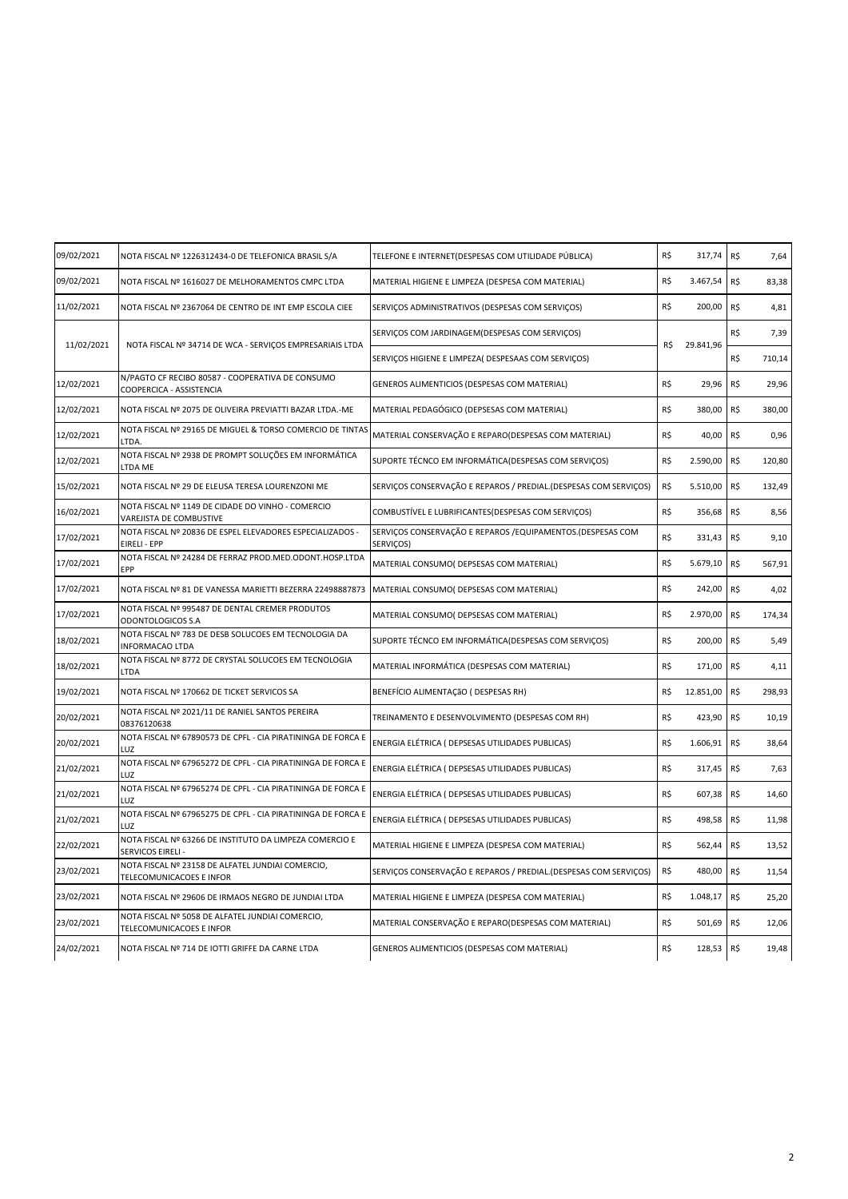| | | | | |
|---|---|---|---|---|
| 09/02/2021 | NOTA FISCAL Nº 1226312434-0 DE TELEFONICA BRASIL S/A | TELEFONE E INTERNET(DESPESAS COM UTILIDADE PÚBLICA) | R$ 317,74 | R$ 7,64 |
| 09/02/2021 | NOTA FISCAL Nº 1616027 DE MELHORAMENTOS CMPC LTDA | MATERIAL HIGIENE E LIMPEZA (DESPESA COM MATERIAL) | R$ 3.467,54 | R$ 83,38 |
| 11/02/2021 | NOTA FISCAL Nº 2367064 DE CENTRO DE INT EMP ESCOLA CIEE | SERVIÇOS ADMINISTRATIVOS (DESPESAS COM SERVIÇOS) | R$ 200,00 | R$ 4,81 |
| 11/02/2021 | NOTA FISCAL Nº 34714 DE WCA - SERVIÇOS EMPRESARIAIS LTDA | SERVIÇOS COM JARDINAGEM(DESPESAS COM SERVIÇOS) | R$ 29.841,96 | R$ 7,39 |
| | | SERVIÇOS HIGIENE E LIMPEZA( DESPESAAS COM SERVIÇOS) | | R$ 710,14 |
| 12/02/2021 | N/PAGTO CF RECIBO 80587 - COOPERATIVA DE CONSUMO COOPERCICA - ASSISTENCIA | GENEROS ALIMENTICIOS (DESPESAS COM MATERIAL) | R$ 29,96 | R$ 29,96 |
| 12/02/2021 | NOTA FISCAL Nº 2075 DE OLIVEIRA PREVIATTI BAZAR LTDA.-ME | MATERIAL PEDAGÓGICO (DEPSESAS COM MATERIAL) | R$ 380,00 | R$ 380,00 |
| 12/02/2021 | NOTA FISCAL Nº 29165 DE MIGUEL & TORSO COMERCIO DE TINTAS LTDA. | MATERIAL CONSERVAÇÃO E REPARO(DESPESAS COM MATERIAL) | R$ 40,00 | R$ 0,96 |
| 12/02/2021 | NOTA FISCAL Nº 2938 DE PROMPT SOLUÇÕES EM INFORMÁTICA LTDA ME | SUPORTE TÉCNCO EM INFORMÁTICA(DESPESAS COM SERVIÇOS) | R$ 2.590,00 | R$ 120,80 |
| 15/02/2021 | NOTA FISCAL Nº 29 DE ELEUSA TERESA LOURENZONI ME | SERVIÇOS CONSERVAÇÃO E REPAROS / PREDIAL.(DESPESAS COM SERVIÇOS) | R$ 5.510,00 | R$ 132,49 |
| 16/02/2021 | NOTA FISCAL Nº 1149 DE CIDADE DO VINHO - COMERCIO VAREJISTA DE COMBUSTIVE | COMBUSTÍVEL E LUBRIFICANTES(DESPESAS COM SERVIÇOS) | R$ 356,68 | R$ 8,56 |
| 17/02/2021 | NOTA FISCAL Nº 20836 DE ESPEL ELEVADORES ESPECIALIZADOS - EIRELI - EPP | SERVIÇOS CONSERVAÇÃO E REPAROS /EQUIPAMENTOS.(DESPESAS COM SERVIÇOS) | R$ 331,43 | R$ 9,10 |
| 17/02/2021 | NOTA FISCAL Nº 24284 DE FERRAZ PROD.MED.ODONT.HOSP.LTDA EPP | MATERIAL CONSUMO( DEPSESAS COM MATERIAL) | R$ 5.679,10 | R$ 567,91 |
| 17/02/2021 | NOTA FISCAL Nº 81 DE VANESSA MARIETTI BEZERRA 22498887873 | MATERIAL CONSUMO( DEPSESAS COM MATERIAL) | R$ 242,00 | R$ 4,02 |
| 17/02/2021 | NOTA FISCAL Nº 995487 DE DENTAL CREMER PRODUTOS ODONTOLOGICOS S.A | MATERIAL CONSUMO( DEPSESAS COM MATERIAL) | R$ 2.970,00 | R$ 174,34 |
| 18/02/2021 | NOTA FISCAL Nº 783 DE DESB SOLUCOES EM TECNOLOGIA DA INFORMACAO LTDA | SUPORTE TÉCNCO EM INFORMÁTICA(DESPESAS COM SERVIÇOS) | R$ 200,00 | R$ 5,49 |
| 18/02/2021 | NOTA FISCAL Nº 8772 DE CRYSTAL SOLUCOES EM TECNOLOGIA LTDA | MATERIAL INFORMÁTICA (DESPESAS COM MATERIAL) | R$ 171,00 | R$ 4,11 |
| 19/02/2021 | NOTA FISCAL Nº 170662 DE TICKET SERVICOS SA | BENEFÍCIO ALIMENTAÇÃO ( DESPESAS RH) | R$ 12.851,00 | R$ 298,93 |
| 20/02/2021 | NOTA FISCAL Nº 2021/11 DE RANIEL SANTOS PEREIRA 08376120638 | TREINAMENTO E DESENVOLVIMENTO (DESPESAS COM RH) | R$ 423,90 | R$ 10,19 |
| 20/02/2021 | NOTA FISCAL Nº 67890573 DE CPFL - CIA PIRATININGA DE FORCA E LUZ | ENERGIA ELÉTRICA ( DEPSESAS UTILIDADES PUBLICAS) | R$ 1.606,91 | R$ 38,64 |
| 21/02/2021 | NOTA FISCAL Nº 67965272 DE CPFL - CIA PIRATININGA DE FORCA E LUZ | ENERGIA ELÉTRICA ( DEPSESAS UTILIDADES PUBLICAS) | R$ 317,45 | R$ 7,63 |
| 21/02/2021 | NOTA FISCAL Nº 67965274 DE CPFL - CIA PIRATININGA DE FORCA E LUZ | ENERGIA ELÉTRICA ( DEPSESAS UTILIDADES PUBLICAS) | R$ 607,38 | R$ 14,60 |
| 21/02/2021 | NOTA FISCAL Nº 67965275 DE CPFL - CIA PIRATININGA DE FORCA E LUZ | ENERGIA ELÉTRICA ( DEPSESAS UTILIDADES PUBLICAS) | R$ 498,58 | R$ 11,98 |
| 22/02/2021 | NOTA FISCAL Nº 63266 DE INSTITUTO DA LIMPEZA COMERCIO E SERVICOS EIRELI - | MATERIAL HIGIENE E LIMPEZA (DESPESA COM MATERIAL) | R$ 562,44 | R$ 13,52 |
| 23/02/2021 | NOTA FISCAL Nº 23158 DE ALFATEL JUNDIAI COMERCIO, TELECOMUNICACOES E INFOR | SERVIÇOS CONSERVAÇÃO E REPAROS / PREDIAL.(DESPESAS COM SERVIÇOS) | R$ 480,00 | R$ 11,54 |
| 23/02/2021 | NOTA FISCAL Nº 29606 DE IRMAOS NEGRO DE JUNDIAI LTDA | MATERIAL HIGIENE E LIMPEZA (DESPESA COM MATERIAL) | R$ 1.048,17 | R$ 25,20 |
| 23/02/2021 | NOTA FISCAL Nº 5058 DE ALFATEL JUNDIAI COMERCIO, TELECOMUNICACOES E INFOR | MATERIAL CONSERVAÇÃO E REPARO(DESPESAS COM MATERIAL) | R$ 501,69 | R$ 12,06 |
| 24/02/2021 | NOTA FISCAL Nº 714 DE IOTTI GRIFFE DA CARNE LTDA | GENEROS ALIMENTICIOS (DESPESAS COM MATERIAL) | R$ 128,53 | R$ 19,48 |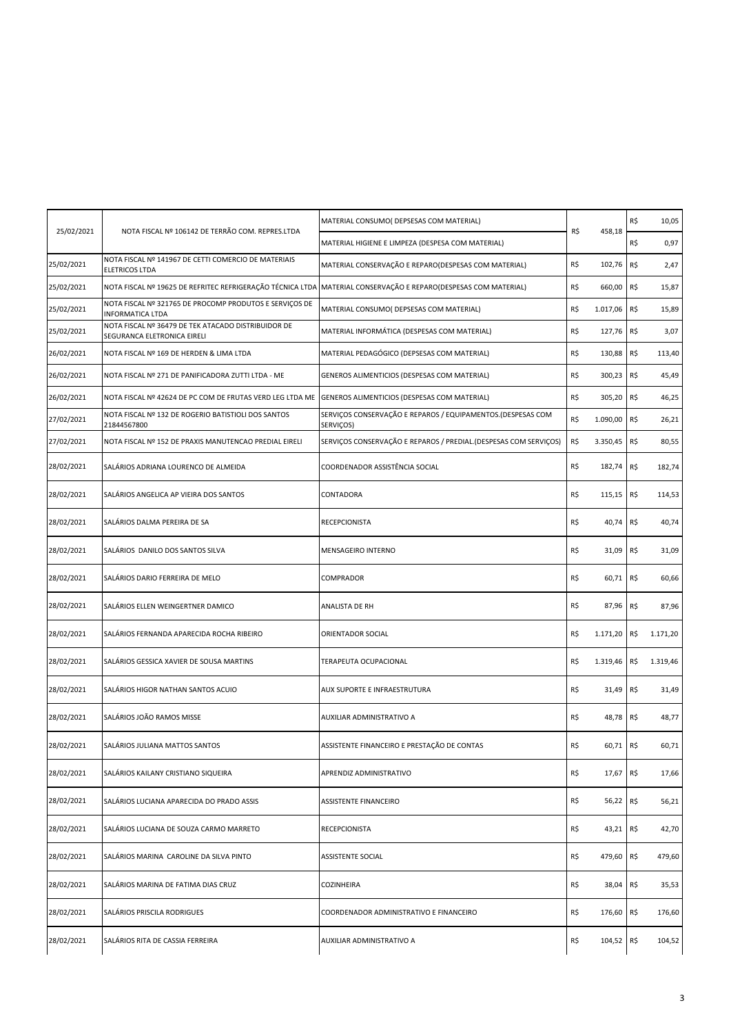| | | | | |
|---|---|---|---|---|
| 25/02/2021 | NOTA FISCAL Nº 106142 DE TERRÃO COM. REPRES.LTDA | MATERIAL CONSUMO( DEPSESAS COM MATERIAL) | R$ 458,18 | R$ 10,05 |
| | | MATERIAL HIGIENE E LIMPEZA (DESPESA COM MATERIAL) | | R$ 0,97 |
| 25/02/2021 | NOTA FISCAL Nº 141967 DE CETTI COMERCIO DE MATERIAIS ELETRICOS LTDA | MATERIAL CONSERVAÇÃO E REPARO(DESPESAS COM MATERIAL) | R$ 102,76 | R$ 2,47 |
| 25/02/2021 | NOTA FISCAL Nº 19625 DE REFRITEC REFRIGERAÇÃO TÉCNICA LTDA | MATERIAL CONSERVAÇÃO E REPARO(DESPESAS COM MATERIAL) | R$ 660,00 | R$ 15,87 |
| 25/02/2021 | NOTA FISCAL Nº 321765 DE PROCOMP PRODUTOS E SERVIÇOS DE INFORMATICA LTDA | MATERIAL CONSUMO( DEPSESAS COM MATERIAL) | R$ 1.017,06 | R$ 15,89 |
| 25/02/2021 | NOTA FISCAL Nº 36479 DE TEK ATACADO DISTRIBUIDOR DE SEGURANCA ELETRONICA EIRELI | MATERIAL INFORMÁTICA (DESPESAS COM MATERIAL) | R$ 127,76 | R$ 3,07 |
| 26/02/2021 | NOTA FISCAL Nº 169 DE HERDEN & LIMA LTDA | MATERIAL PEDAGÓGICO (DEPSESAS COM MATERIAL) | R$ 130,88 | R$ 113,40 |
| 26/02/2021 | NOTA FISCAL Nº 271 DE PANIFICADORA ZUTTI LTDA - ME | GENEROS ALIMENTICIOS (DESPESAS COM MATERIAL) | R$ 300,23 | R$ 45,49 |
| 26/02/2021 | NOTA FISCAL Nº 42624 DE PC COM DE FRUTAS VERD LEG LTDA ME | GENEROS ALIMENTICIOS (DESPESAS COM MATERIAL) | R$ 305,20 | R$ 46,25 |
| 27/02/2021 | NOTA FISCAL Nº 132 DE ROGERIO BATISTIOLI DOS SANTOS 21844567800 | SERVIÇOS CONSERVAÇÃO E REPAROS / EQUIPAMENTOS.(DESPESAS COM SERVIÇOS) | R$ 1.090,00 | R$ 26,21 |
| 27/02/2021 | NOTA FISCAL Nº 152 DE PRAXIS MANUTENCAO PREDIAL EIRELI | SERVIÇOS CONSERVAÇÃO E REPAROS / PREDIAL.(DESPESAS COM SERVIÇOS) | R$ 3.350,45 | R$ 80,55 |
| 28/02/2021 | SALÁRIOS ADRIANA LOURENCO DE ALMEIDA | COORDENADOR ASSISTÊNCIA SOCIAL | R$ 182,74 | R$ 182,74 |
| 28/02/2021 | SALÁRIOS ANGELICA AP VIEIRA DOS SANTOS | CONTADORA | R$ 115,15 | R$ 114,53 |
| 28/02/2021 | SALÁRIOS DALMA PEREIRA DE SA | RECEPCIONISTA | R$ 40,74 | R$ 40,74 |
| 28/02/2021 | SALÁRIOS DANILO DOS SANTOS SILVA | MENSAGEIRO INTERNO | R$ 31,09 | R$ 31,09 |
| 28/02/2021 | SALÁRIOS DARIO FERREIRA DE MELO | COMPRADOR | R$ 60,71 | R$ 60,66 |
| 28/02/2021 | SALÁRIOS ELLEN WEINGERTNER DAMICO | ANALISTA DE RH | R$ 87,96 | R$ 87,96 |
| 28/02/2021 | SALÁRIOS FERNANDA APARECIDA ROCHA RIBEIRO | ORIENTADOR SOCIAL | R$ 1.171,20 | R$ 1.171,20 |
| 28/02/2021 | SALÁRIOS GESSICA XAVIER DE SOUSA MARTINS | TERAPEUTA OCUPACIONAL | R$ 1.319,46 | R$ 1.319,46 |
| 28/02/2021 | SALÁRIOS HIGOR NATHAN SANTOS ACUIO | AUX SUPORTE E INFRAESTRUTURA | R$ 31,49 | R$ 31,49 |
| 28/02/2021 | SALÁRIOS JOÃO RAMOS MISSE | AUXILIAR ADMINISTRATIVO A | R$ 48,78 | R$ 48,77 |
| 28/02/2021 | SALÁRIOS JULIANA MATTOS SANTOS | ASSISTENTE FINANCEIRO E PRESTAÇÃO DE CONTAS | R$ 60,71 | R$ 60,71 |
| 28/02/2021 | SALÁRIOS KAILANY CRISTIANO SIQUEIRA | APRENDIZ ADMINISTRATIVO | R$ 17,67 | R$ 17,66 |
| 28/02/2021 | SALÁRIOS LUCIANA APARECIDA DO PRADO ASSIS | ASSISTENTE FINANCEIRO | R$ 56,22 | R$ 56,21 |
| 28/02/2021 | SALÁRIOS LUCIANA DE SOUZA CARMO MARRETO | RECEPCIONISTA | R$ 43,21 | R$ 42,70 |
| 28/02/2021 | SALÁRIOS MARINA CAROLINE DA SILVA PINTO | ASSISTENTE SOCIAL | R$ 479,60 | R$ 479,60 |
| 28/02/2021 | SALÁRIOS MARINA DE FATIMA DIAS CRUZ | COZINHEIRA | R$ 38,04 | R$ 35,53 |
| 28/02/2021 | SALÁRIOS PRISCILA RODRIGUES | COORDENADOR ADMINISTRATIVO E FINANCEIRO | R$ 176,60 | R$ 176,60 |
| 28/02/2021 | SALÁRIOS RITA DE CASSIA FERREIRA | AUXILIAR ADMINISTRATIVO A | R$ 104,52 | R$ 104,52 |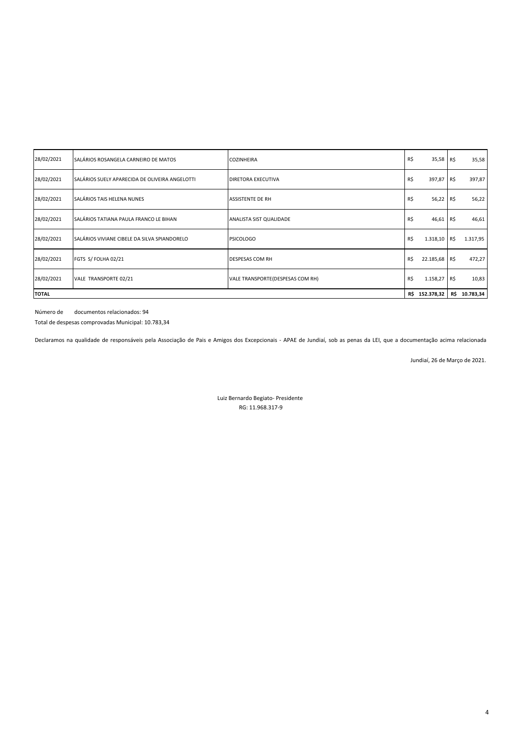| | | | | |
|---|---|---|---|---|
| 28/02/2021 | SALÁRIOS ROSANGELA CARNEIRO DE MATOS | COZINHEIRA | R$ 35,58 | R$ 35,58 |
| 28/02/2021 | SALÁRIOS SUELY APARECIDA DE OLIVEIRA ANGELOTTI | DIRETORA EXECUTIVA | R$ 397,87 | R$ 397,87 |
| 28/02/2021 | SALÁRIOS TAIS HELENA NUNES | ASSISTENTE DE RH | R$ 56,22 | R$ 56,22 |
| 28/02/2021 | SALÁRIOS TATIANA PAULA FRANCO LE BIHAN | ANALISTA SIST QUALIDADE | R$ 46,61 | R$ 46,61 |
| 28/02/2021 | SALÁRIOS VIVIANE CIBELE DA SILVA SPIANDORELO | PSICOLOGO | R$ 1.318,10 | R$ 1.317,95 |
| 28/02/2021 | FGTS S/ FOLHA 02/21 | DESPESAS COM RH | R$ 22.185,68 | R$ 472,27 |
| 28/02/2021 | VALE TRANSPORTE 02/21 | VALE TRANSPORTE(DESPESAS COM RH) | R$ 1.158,27 | R$ 10,83 |
| **TOTAL** | | | **R$ 152.378,32** | **R$ 10.783,34** |

Número de documentos relacionados: 94

Total de despesas comprovadas Municipal: 10.783,34

Declaramos na qualidade de responsáveis pela Associação de Pais e Amigos dos Excepcionais - APAE de Jundiaí, sob as penas da LEI, que a documentação acima relacionada

Jundiaí, 26 de Março de 2021.

Luiz Bernardo Begiato- Presidente
RG: 11.968.317-9